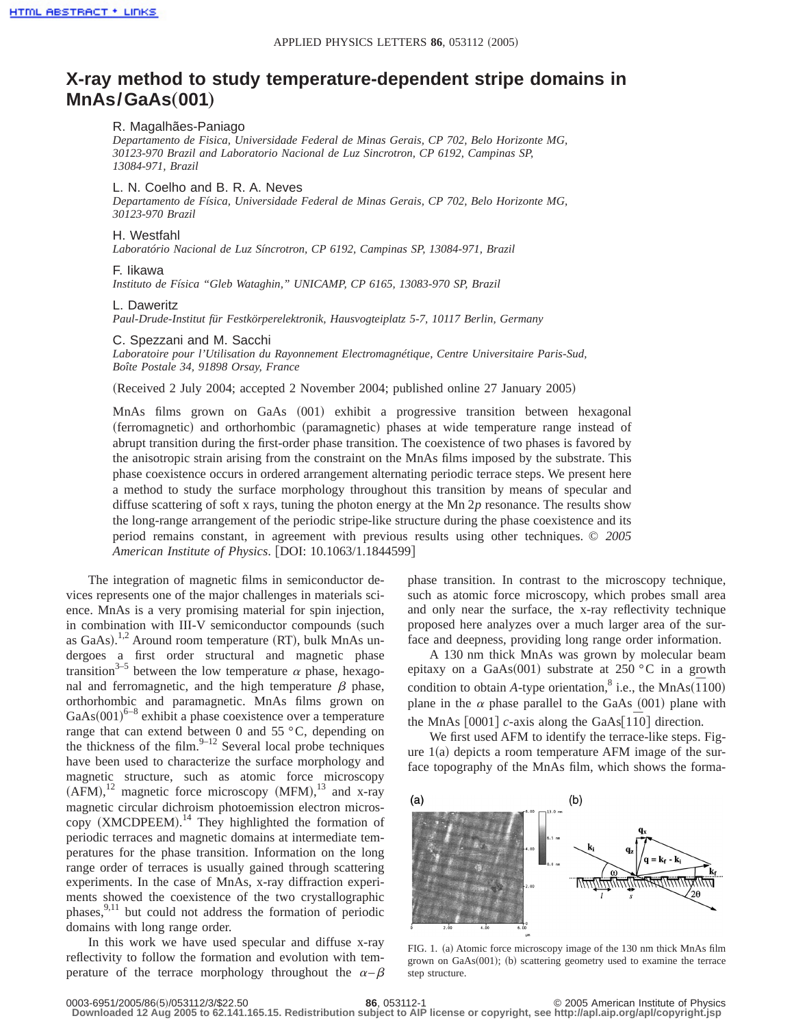# X-ray method to study temperature-dependent stripe domains in MnAs/GaAs(001)

R. Magalhães-Paniago
*Departamento de Fisica, Universidade Federal de Minas Gerais, CP 702, Belo Horizonte MG, 30123-970 Brazil and Laboratorio Nacional de Luz Sincrotron, CP 6192, Campinas SP, 13084-971, Brazil*

L. N. Coelho and B. R. A. Neves
*Departamento de Física, Universidade Federal de Minas Gerais, CP 702, Belo Horizonte MG, 30123-970 Brazil*

H. Westfahl
*Laboratório Nacional de Luz Síncrotron, CP 6192, Campinas SP, 13084-971, Brazil*

F. Iikawa
*Instituto de Física "Gleb Wataghin," UNICAMP, CP 6165, 13083-970 SP, Brazil*

L. Daweritz
*Paul-Drude-Institut für Festkörperelektronik, Hausvogteiplatz 5-7, 10117 Berlin, Germany*

C. Spezzani and M. Sacchi
*Laboratoire pour l'Utilisation du Rayonnement Electromagnétique, Centre Universitaire Paris-Sud, Boîte Postale 34, 91898 Orsay, France*

(Received 2 July 2004; accepted 2 November 2004; published online 27 January 2005)

MnAs films grown on GaAs (001) exhibit a progressive transition between hexagonal (ferromagnetic) and orthorhombic (paramagnetic) phases at wide temperature range instead of abrupt transition during the first-order phase transition. The coexistence of two phases is favored by the anisotropic strain arising from the constraint on the MnAs films imposed by the substrate. This phase coexistence occurs in ordered arrangement alternating periodic terrace steps. We present here a method to study the surface morphology throughout this transition by means of specular and diffuse scattering of soft x rays, tuning the photon energy at the Mn $2p$ resonance. The results show the long-range arrangement of the periodic stripe-like structure during the phase coexistence and its period remains constant, in agreement with previous results using other techniques. © *2005 American Institute of Physics*. [DOI: 10.1063/1.1844599]

The integration of magnetic films in semiconductor devices represents one of the major challenges in materials science. MnAs is a very promising material for spin injection, in combination with III-V semiconductor compounds (such as GaAs).[1,2] Around room temperature (RT), bulk MnAs undergoes a first order structural and magnetic phase transition[3–5] between the low temperature $\alpha$ phase, hexagonal and ferromagnetic, and the high temperature $\beta$ phase, orthorhombic and paramagnetic. MnAs films grown on GaAs(001)[6–8] exhibit a phase coexistence over a temperature range that can extend between 0 and 55 °C, depending on the thickness of the film.[9–12] Several local probe techniques have been used to characterize the surface morphology and magnetic structure, such as atomic force microscopy (AFM),[12] magnetic force microscopy (MFM),[13] and x-ray magnetic circular dichroism photoemission electron microscopy (XMCDPEEM).[14] They highlighted the formation of periodic terraces and magnetic domains at intermediate temperatures for the phase transition. Information on the long range order of terraces is usually gained through scattering experiments. In the case of MnAs, x-ray diffraction experiments showed the coexistence of the two crystallographic phases,[9,11] but could not address the formation of periodic domains with long range order.

In this work we have used specular and diffuse x-ray reflectivity to follow the formation and evolution with temperature of the terrace morphology throughout the $\alpha$–$\beta$ phase transition. In contrast to the microscopy technique, such as atomic force microscopy, which probes small area and only near the surface, the x-ray reflectivity technique proposed here analyzes over a much larger area of the surface and deepness, providing long range order information.

A 130 nm thick MnAs was grown by molecular beam epitaxy on a GaAs(001) substrate at 250 °C in a growth condition to obtain *A*-type orientation,[8] i.e., the MnAs$(\bar{1}100)$ plane in the $\alpha$ phase parallel to the GaAs (001) plane with the MnAs [0001] $c$-axis along the GaAs$[1\bar{1}0]$ direction.

We first used AFM to identify the terrace-like steps. Figure 1(a) depicts a room temperature AFM image of the surface topography of the MnAs film, which shows the forma-

FIG. 1. (a) Atomic force microscopy image of the 130 nm thick MnAs film grown on GaAs(001); (b) scattering geometry used to examine the terrace step structure.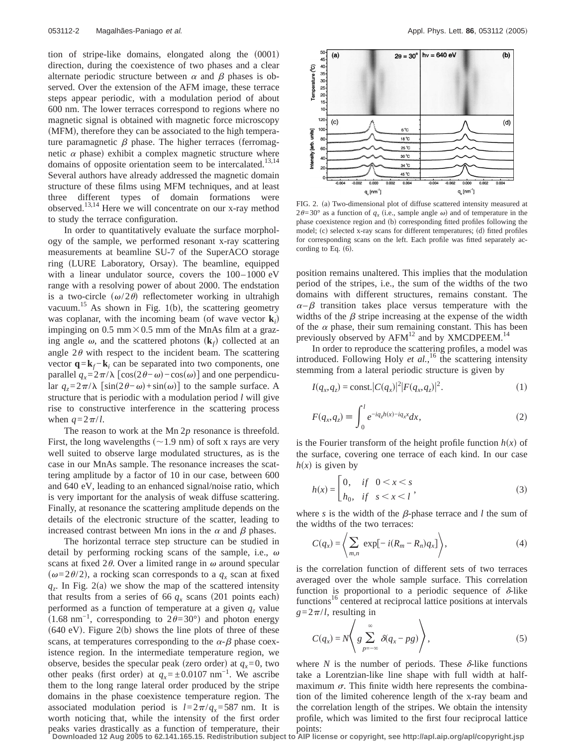tion of stripe-like domains, elongated along the (0001) direction, during the coexistence of two phases and a clear alternate periodic structure between $\alpha$ and $\beta$ phases is observed. Over the extension of the AFM image, these terrace steps appear periodic, with a modulation period of about 600 nm. The lower terraces correspond to regions where no magnetic signal is obtained with magnetic force microscopy (MFM), therefore they can be associated to the high temperature paramagnetic $\beta$ phase. The higher terraces (ferromagnetic $\alpha$ phase) exhibit a complex magnetic structure where domains of opposite orientation seem to be intercalated.[13,14] Several authors have already addressed the magnetic domain structure of these films using MFM techniques, and at least three different types of domain formations were observed.[13,14] Here we will concentrate on our x-ray method to study the terrace configuration.

In order to quantitatively evaluate the surface morphology of the sample, we performed resonant x-ray scattering measurements at beamline SU-7 of the SuperACO storage ring (LURE Laboratory, Orsay). The beamline, equipped with a linear undulator source, covers the 100–1000 eV range with a resolving power of about 2000. The endstation is a two-circle ($\omega/2\theta$) reflectometer working in ultrahigh vacuum.[15] As shown in Fig. 1(b), the scattering geometry was coplanar, with the incoming beam (of wave vector $\mathbf{k}_i$) impinging on 0.5 mm × 0.5 mm of the MnAs film at a grazing angle $\omega$, and the scattered photons ($\mathbf{k}_f$) collected at an angle $2\theta$ with respect to the incident beam. The scattering vector $\mathbf{q}=\mathbf{k}_f-\mathbf{k}_i$ can be separated into two components, one parallel $q_x=2\pi/\lambda\,[\cos(2\theta-\omega)-\cos(\omega)]$ and one perpendicular $q_z=2\pi/\lambda\,[\sin(2\theta-\omega)+\sin(\omega)]$ to the sample surface. A structure that is periodic with a modulation period $l$ will give rise to constructive interference in the scattering process when $q=2\pi/l$.

The reason to work at the Mn $2p$ resonance is threefold. First, the long wavelengths (~1.9 nm) of soft x rays are very well suited to observe large modulated structures, as is the case in our MnAs sample. The resonance increases the scattering amplitude by a factor of 10 in our case, between 600 and 640 eV, leading to an enhanced signal/noise ratio, which is very important for the analysis of weak diffuse scattering. Finally, at resonance the scattering amplitude depends on the details of the electronic structure of the scatter, leading to increased contrast between Mn ions in the $\alpha$ and $\beta$ phases.

The horizontal terrace step structure can be studied in detail by performing rocking scans of the sample, i.e., $\omega$ scans at fixed $2\theta$. Over a limited range in $\omega$ around specular ($\omega=2\theta/2$), a rocking scan corresponds to a $q_x$ scan at fixed $q_z$. In Fig. 2(a) we show the map of the scattered intensity that results from a series of 66 $q_x$ scans (201 points each) performed as a function of temperature at a given $q_z$ value (1.68 nm$^{-1}$, corresponding to $2\theta=30°$) and photon energy (640 eV). Figure 2(b) shows the line plots of three of these scans, at temperatures corresponding to the $\alpha$-$\beta$ phase coexistence region. In the intermediate temperature region, we observe, besides the specular peak (zero order) at $q_x=0$, two other peaks (first order) at $q_x=\pm 0.0107$ nm$^{-1}$. We ascribe them to the long range lateral order produced by the stripe domains in the phase coexistence temperature region. The associated modulation period is $l=2\pi/q_x=587$ nm. It is worth noticing that, while the intensity of the first order peaks varies drastically as a function of temperature, their position remains unaltered. This implies that the modulation period of the stripes, i.e., the sum of the widths of the two domains with different structures, remains constant. The $\alpha$–$\beta$ transition takes place versus temperature with the widths of the $\beta$ stripe increasing at the expense of the width of the $\alpha$ phase, their sum remaining constant. This has been previously observed by AFM[12] and by XMCDPEEM.[14]

FIG. 2. (a) Two-dimensional plot of diffuse scattered intensity measured at $2\theta=30°$ as a function of $q_x$ (i.e., sample angle $\omega$) and of temperature in the phase coexistence region and (b) corresponding fitted profiles following the model; (c) selected x-ray scans for different temperatures; (d) fitted profiles for corresponding scans on the left. Each profile was fitted separately according to Eq. (6).

In order to reproduce the scattering profiles, a model was introduced. Following Holy *et al.*,[16] the scattering intensity stemming from a lateral periodic structure is given by

$$I(q_x,q_z)=\text{const.}|C(q_x)|^2|F(q_x,q_z)|^2. \tag{1}$$

$$F(q_x,q_z)\equiv\int_0^l e^{-iq_z h(x)-iq_x x}dx, \tag{2}$$

is the Fourier transform of the height profile function $h(x)$ of the surface, covering one terrace of each kind. In our case $h(x)$ is given by

$$h(x)=\begin{cases}0, & if \quad 0<x<s\\ h_0, & if \quad s<x<l\end{cases}, \tag{3}$$

where $s$ is the width of the $\beta$-phase terrace and $l$ the sum of the widths of the two terraces:

$$C(q_x)=\left\langle\sum_{m,n}\exp[-i(R_m-R_n)q_x]\right\rangle, \tag{4}$$

is the correlation function of different sets of two terraces averaged over the whole sample surface. This correlation function is proportional to a periodic sequence of $\delta$-like functions[16] centered at reciprocal lattice positions at intervals $g=2\pi/l$, resulting in

$$C(q_x)=N\left\langle g\sum_{p=-\infty}^{\infty}\delta(q_x-pg)\right\rangle, \tag{5}$$

where $N$ is the number of periods. These $\delta$-like functions take a Lorentzian-like line shape with full width at half-maximum $\sigma$. This finite width here represents the combination of the limited coherence length of the x-ray beam and the correlation length of the stripes. We obtain the intensity profile, which was limited to the first four reciprocal lattice points: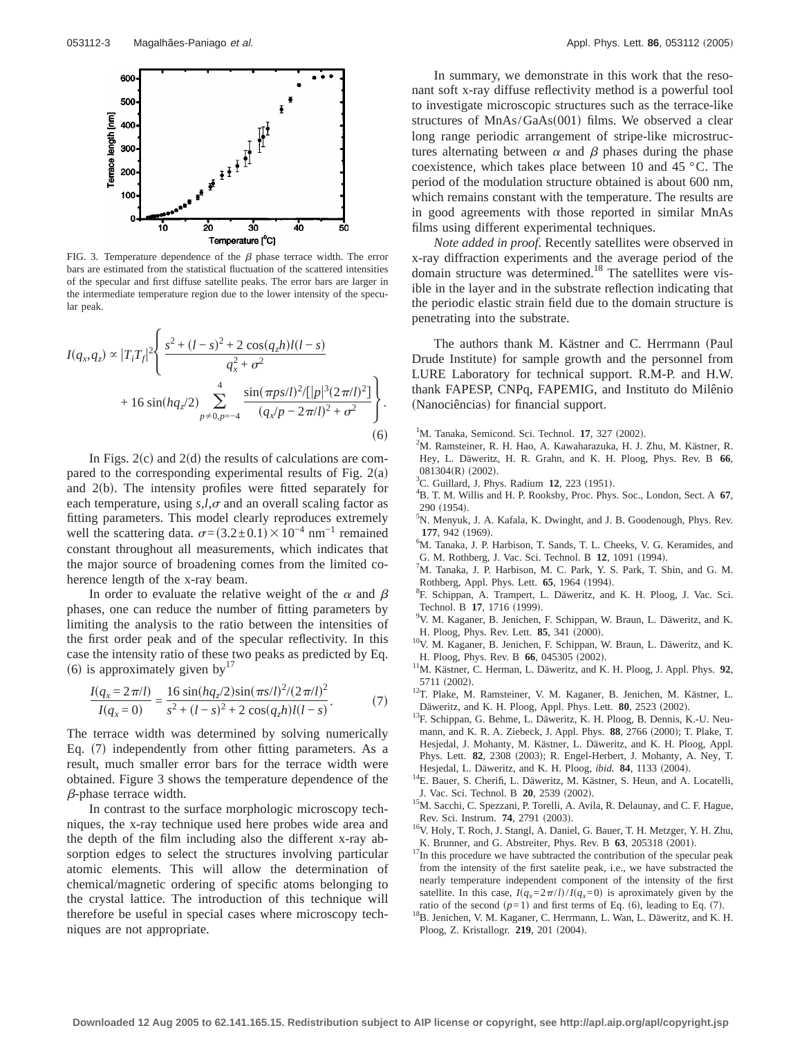Terrace length [nm]

600
500
400
300
200
100
0

10
20
30
40
50

Temperature [°C]

FIG. 3. Temperature dependence of the $\beta$ phase terrace width. The error bars are estimated from the statistical fluctuation of the scattered intensities of the specular and first diffuse satellite peaks. The error bars are larger in the intermediate temperature region due to the lower intensity of the specular peak.

$$I(q_x,q_z) \propto |T_i T_f|^2 \left\{ \frac{s^2 + (l-s)^2 + 2\cos(q_z h) l(l-s)}{q_x^2 + \sigma^2} + 16 \sin(hq_z/2) \sum_{p\neq 0, p=-4}^{4} \frac{\sin(\pi p s/l)^2 / [|p|^3 (2\pi/l)^2]}{(q_x/p - 2\pi/l)^2 + \sigma^2} \right\}. \quad (6)$$

In Figs. 2(c) and 2(d) the results of calculations are compared to the corresponding experimental results of Fig. 2(a) and 2(b). The intensity profiles were fitted separately for each temperature, using $s, l, \sigma$ and an overall scaling factor as fitting parameters. This model clearly reproduces extremely well the scattering data. $\sigma = (3.2 \pm 0.1) \times 10^{-4}$ nm$^{-1}$ remained constant throughout all measurements, which indicates that the major source of broadening comes from the limited coherence length of the x-ray beam.

In order to evaluate the relative weight of the $\alpha$ and $\beta$ phases, one can reduce the number of fitting parameters by limiting the analysis to the ratio between the intensities of the first order peak and of the specular reflectivity. In this case the intensity ratio of these two peaks as predicted by Eq. (6) is approximately given by[17]

$$\frac{I(q_x = 2\pi/l)}{I(q_x = 0)} = \frac{16 \sin(hq_z/2) \sin(\pi s/l)^2 / (2\pi/l)^2}{s^2 + (l-s)^2 + 2\cos(q_z h) l(l-s)}. \quad (7)$$

The terrace width was determined by solving numerically Eq. (7) independently from other fitting parameters. As a result, much smaller error bars for the terrace width were obtained. Figure 3 shows the temperature dependence of the $\beta$-phase terrace width.

In contrast to the surface morphologic microscopy techniques, the x-ray technique used here probes wide area and the depth of the film including also the different x-ray absorption edges to select the structures involving particular atomic elements. This will allow the determination of chemical/magnetic ordering of specific atoms belonging to the crystal lattice. The introduction of this technique will therefore be useful in special cases where microscopy techniques are not appropriate.

In summary, we demonstrate in this work that the resonant soft x-ray diffuse reflectivity method is a powerful tool to investigate microscopic structures such as the terrace-like structures of MnAs/GaAs(001) films. We observed a clear long range periodic arrangement of stripe-like microstructures alternating between $\alpha$ and $\beta$ phases during the phase coexistence, which takes place between 10 and 45 °C. The period of the modulation structure obtained is about 600 nm, which remains constant with the temperature. The results are in good agreements with those reported in similar MnAs films using different experimental techniques.

*Note added in proof.* Recently satellites were observed in x-ray diffraction experiments and the average period of the domain structure was determined.[18] The satellites were visible in the layer and in the substrate reflection indicating that the periodic elastic strain field due to the domain structure is penetrating into the substrate.

The authors thank M. Kästner and C. Herrmann (Paul Drude Institute) for sample growth and the personnel from LURE Laboratory for technical support. R.M-P. and H.W. thank FAPESP, CNPq, FAPEMIG, and Instituto do Milênio (Nanociências) for financial support.

[1] M. Tanaka, Semicond. Sci. Technol. **17**, 327 (2002).
[2] M. Ramsteiner, R. H. Hao, A. Kawaharazuka, H. J. Zhu, M. Kästner, R. Hey, L. Däweritz, H. R. Grahn, and K. H. Ploog, Phys. Rev. B **66**, 081304(R) (2002).
[3] C. Guillard, J. Phys. Radium **12**, 223 (1951).
[4] B. T. M. Willis and H. P. Rooksby, Proc. Phys. Soc., London, Sect. A **67**, 290 (1954).
[5] N. Menyuk, J. A. Kafala, K. Dwinght, and J. B. Goodenough, Phys. Rev. **177**, 942 (1969).
[6] M. Tanaka, J. P. Harbison, T. Sands, T. L. Cheeks, V. G. Keramides, and G. M. Rothberg, J. Vac. Sci. Technol. B **12**, 1091 (1994).
[7] M. Tanaka, J. P. Harbison, M. C. Park, Y. S. Park, T. Shin, and G. M. Rothberg, Appl. Phys. Lett. **65**, 1964 (1994).
[8] F. Schippan, A. Trampert, L. Däweritz, and K. H. Ploog, J. Vac. Sci. Technol. B **17**, 1716 (1999).
[9] V. M. Kaganer, B. Jenichen, F. Schippan, W. Braun, L. Däweritz, and K. H. Ploog, Phys. Rev. Lett. **85**, 341 (2000).
[10] V. M. Kaganer, B. Jenichen, F. Schippan, W. Braun, L. Däweritz, and K. H. Ploog, Phys. Rev. B **66**, 045305 (2002).
[11] M. Kästner, C. Herman, L. Däweritz, and K. H. Ploog, J. Appl. Phys. **92**, 5711 (2002).
[12] T. Plake, M. Ramsteiner, V. M. Kaganer, B. Jenichen, M. Kästner, L. Däweritz, and K. H. Ploog, Appl. Phys. Lett. **80**, 2523 (2002).
[13] F. Schippan, G. Behme, L. Däweritz, K. H. Ploog, B. Dennis, K.-U. Neumann, and K. R. A. Ziebeck, J. Appl. Phys. **88**, 2766 (2000); T. Plake, T. Hesjedal, J. Mohanty, M. Kästner, L. Däweritz, and K. H. Ploog, Appl. Phys. Lett. **82**, 2308 (2003); R. Engel-Herbert, J. Mohanty, A. Ney, T. Hesjedal, L. Däweritz, and K. H. Ploog, *ibid.* **84**, 1133 (2004).
[14] E. Bauer, S. Cherifi, L. Däweritz, M. Kästner, S. Heun, and A. Locatelli, J. Vac. Sci. Technol. B **20**, 2539 (2002).
[15] M. Sacchi, C. Spezzani, P. Torelli, A. Avila, R. Delaunay, and C. F. Hague, Rev. Sci. Instrum. **74**, 2791 (2003).
[16] V. Holy, T. Roch, J. Stangl, A. Daniel, G. Bauer, T. H. Metzger, Y. H. Zhu, K. Brunner, and G. Abstreiter, Phys. Rev. B **63**, 205318 (2001).
[17] In this procedure we have subtracted the contribution of the specular peak from the intensity of the first satelite peak, i.e., we have substracted the nearly temperature independent component of the intensity of the first satellite. In this case, $I(q_x = 2\pi/l)/I(q_x = 0)$ is approximately given by the ratio of the second $(p=1)$ and first terms of Eq. (6), leading to Eq. (7).
[18] B. Jenichen, V. M. Kaganer, C. Herrmann, L. Wan, L. Däweritz, and K. H. Ploog, Z. Kristallogr. **219**, 201 (2004).